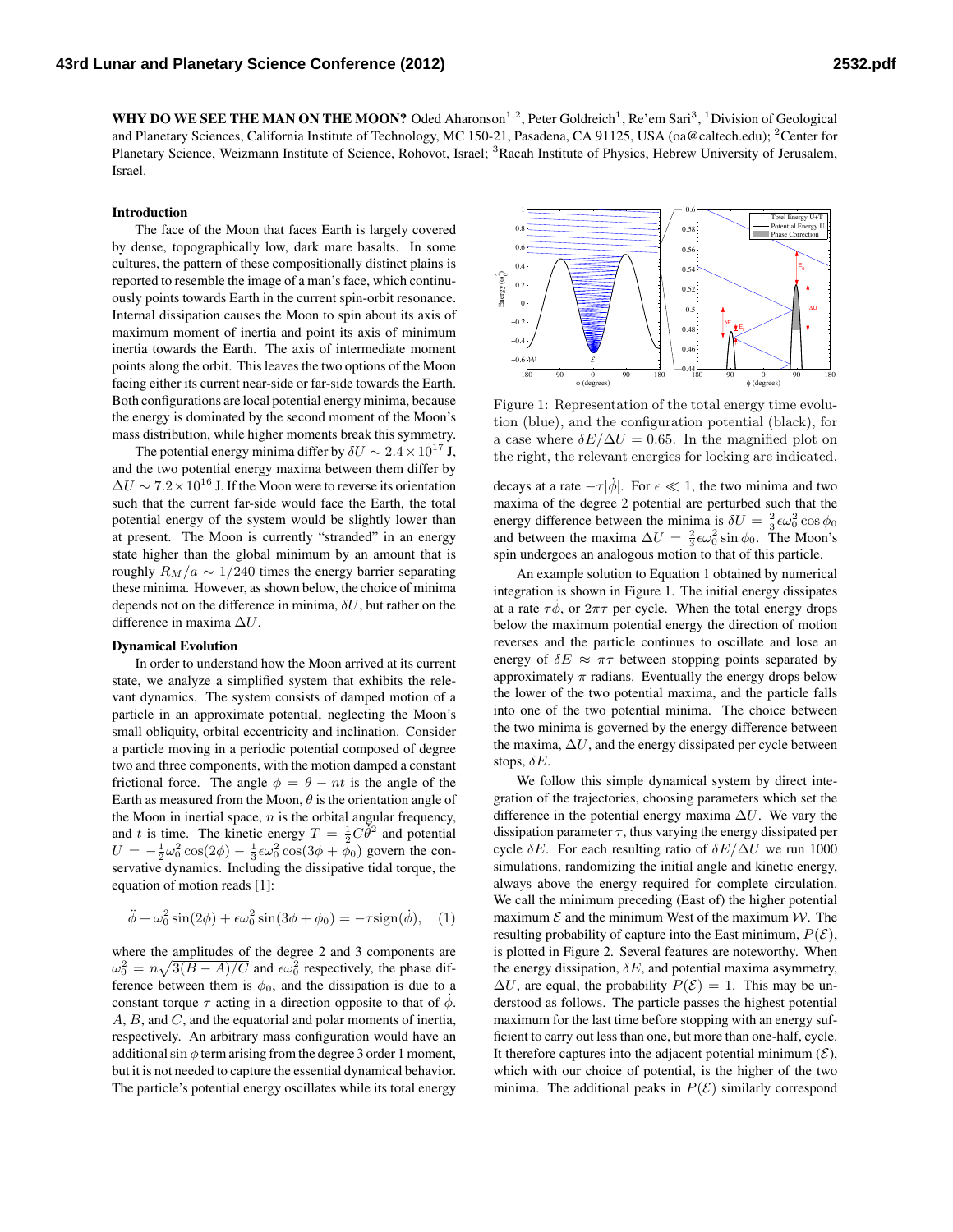**WHY DO WE SEE THE MAN ON THE MOON?** Oded Aharonson[1,2], Peter Goldreich[1], Re'em Sari[3], [1]Division of Geological and Planetary Sciences, California Institute of Technology, MC 150-21, Pasadena, CA 91125, USA (oa@caltech.edu); [2]Center for Planetary Science, Weizmann Institute of Science, Rohovot, Israel; [3]Racah Institute of Physics, Hebrew University of Jerusalem, Israel.

### Introduction

The face of the Moon that faces Earth is largely covered by dense, topographically low, dark mare basalts. In some cultures, the pattern of these compositionally distinct plains is reported to resemble the image of a man's face, which continuously points towards Earth in the current spin-orbit resonance. Internal dissipation causes the Moon to spin about its axis of maximum moment of inertia and point its axis of minimum inertia towards the Earth. The axis of intermediate moment points along the orbit. This leaves the two options of the Moon facing either its current near-side or far-side towards the Earth. Both configurations are local potential energy minima, because the energy is dominated by the second moment of the Moon's mass distribution, while higher moments break this symmetry.

The potential energy minima differ by $\delta U \sim 2.4 \times 10^{17}$ J, and the two potential energy maxima between them differ by $\Delta U \sim 7.2 \times 10^{16}$ J. If the Moon were to reverse its orientation such that the current far-side would face the Earth, the total potential energy of the system would be slightly lower than at present. The Moon is currently "stranded" in an energy state higher than the global minimum by an amount that is roughly $R_M/a \sim 1/240$ times the energy barrier separating these minima. However, as shown below, the choice of minima depends not on the difference in minima, $\delta U$, but rather on the difference in maxima $\Delta U$.

### Dynamical Evolution

In order to understand how the Moon arrived at its current state, we analyze a simplified system that exhibits the relevant dynamics. The system consists of damped motion of a particle in an approximate potential, neglecting the Moon's small obliquity, orbital eccentricity and inclination. Consider a particle moving in a periodic potential composed of degree two and three components, with the motion damped a constant frictional force. The angle $\phi = \theta - nt$ is the angle of the Earth as measured from the Moon, $\theta$ is the orientation angle of the Moon in inertial space, $n$ is the orbital angular frequency, and $t$ is time. The kinetic energy $T = \frac{1}{2}C\dot{\theta}^2$ and potential $U = -\frac{1}{2}\omega_0^2 \cos(2\phi) - \frac{1}{3}\epsilon\omega_0^2 \cos(3\phi + \phi_0)$ govern the conservative dynamics. Including the dissipative tidal torque, the equation of motion reads [1]:

$$\ddot{\phi} + \omega_0^2 \sin(2\phi) + \epsilon\omega_0^2 \sin(3\phi + \phi_0) = -\tau \operatorname{sign}(\dot{\phi}), \quad (1)$$

where the amplitudes of the degree 2 and 3 components are $\omega_0^2 = n\sqrt{3(B-A)/C}$ and $\epsilon\omega_0^2$ respectively, the phase difference between them is $\phi_0$, and the dissipation is due to a constant torque $\tau$ acting in a direction opposite to that of $\dot{\phi}$. $A$, $B$, and $C$, and the equatorial and polar moments of inertia, respectively. An arbitrary mass configuration would have an additional $\sin\phi$ term arising from the degree 3 order 1 moment, but it is not needed to capture the essential dynamical behavior. The particle's potential energy oscillates while its total energy decays at a rate $-\tau|\dot{\phi}|$. For $\epsilon \ll 1$, the two minima and two maxima of the degree 2 potential are perturbed such that the energy difference between the minima is $\delta U = \frac{2}{3}\epsilon\omega_0^2 \cos\phi_0$ and between the maxima $\Delta U = \frac{2}{3}\epsilon\omega_0^2 \sin\phi_0$. The Moon's spin undergoes an analogous motion to that of this particle.

Figure 1: Representation of the total energy time evolution (blue), and the configuration potential (black), for a case where $\delta E/\Delta U = 0.65$. In the magnified plot on the right, the relevant energies for locking are indicated.

An example solution to Equation 1 obtained by numerical integration is shown in Figure 1. The initial energy dissipates at a rate $\tau\dot{\phi}$, or $2\pi\tau$ per cycle. When the total energy drops below the maximum potential energy the direction of motion reverses and the particle continues to oscillate and lose an energy of $\delta E \approx \pi\tau$ between stopping points separated by approximately $\pi$ radians. Eventually the energy drops below the lower of the two potential maxima, and the particle falls into one of the two potential minima. The choice between the two minima is governed by the energy difference between the maxima, $\Delta U$, and the energy dissipated per cycle between stops, $\delta E$.

We follow this simple dynamical system by direct integration of the trajectories, choosing parameters which set the difference in the potential energy maxima $\Delta U$. We vary the dissipation parameter $\tau$, thus varying the energy dissipated per cycle $\delta E$. For each resulting ratio of $\delta E/\Delta U$ we run 1000 simulations, randomizing the initial angle and kinetic energy, always above the energy required for complete circulation. We call the minimum preceding (East of) the higher potential maximum $\mathcal{E}$ and the minimum West of the maximum $\mathcal{W}$. The resulting probability of capture into the East minimum, $P(\mathcal{E})$, is plotted in Figure 2. Several features are noteworthy. When the energy dissipation, $\delta E$, and potential maxima asymmetry, $\Delta U$, are equal, the probability $P(\mathcal{E}) = 1$. This may be understood as follows. The particle passes the highest potential maximum for the last time before stopping with an energy sufficient to carry out less than one, but more than one-half, cycle. It therefore captures into the adjacent potential minimum ($\mathcal{E}$), which with our choice of potential, is the higher of the two minima. The additional peaks in $P(\mathcal{E})$ similarly correspond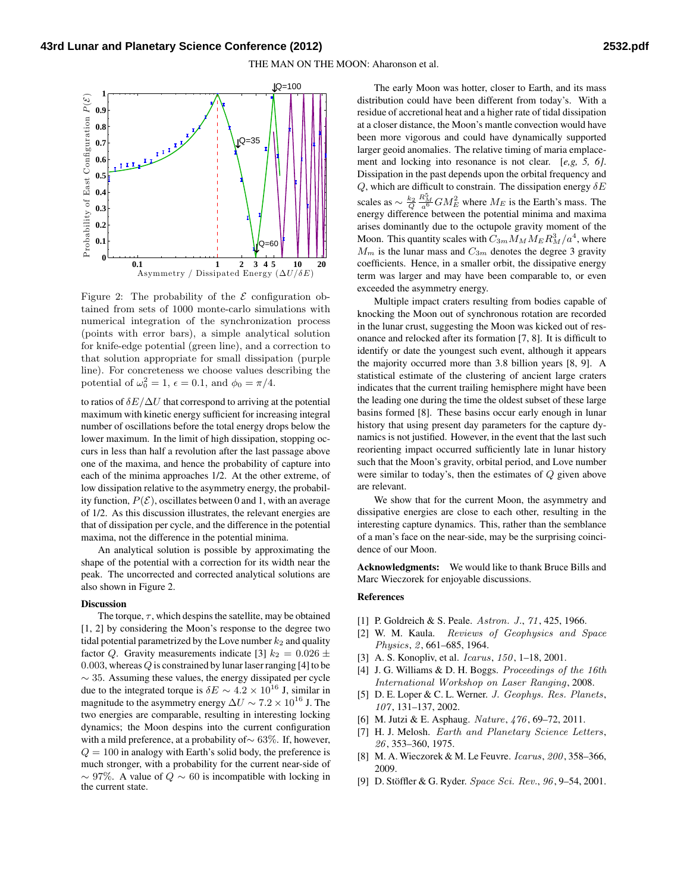Probability of East Configuration $P(\mathcal{E})$

Asymmetry / Dissipated Energy $(\Delta U/\delta E)$

0.1 1 2 3 4 5 10 20

0 0.1 0.2 0.3 0.4 0.5 0.6 0.7 0.8 0.9 1

Q=100

Q=35

Q=60

Figure 2: The probability of the $\mathcal{E}$ configuration obtained from sets of 1000 monte-carlo simulations with numerical integration of the synchronization process (points with error bars), a simple analytical solution for knife-edge potential (green line), and a correction to that solution appropriate for small dissipation (purple line). For concreteness we choose values describing the potential of $\omega_0^2 = 1$, $\epsilon = 0.1$, and $\phi_0 = \pi/4$.

to ratios of $\delta E/\Delta U$ that correspond to arriving at the potential maximum with kinetic energy sufficient for increasing integral number of oscillations before the total energy drops below the lower maximum. In the limit of high dissipation, stopping occurs in less than half a revolution after the last passage above one of the maxima, and hence the probability of capture into each of the minima approaches 1/2. At the other extreme, of low dissipation relative to the asymmetry energy, the probability function, $P(\mathcal{E})$, oscillates between 0 and 1, with an average of 1/2. As this discussion illustrates, the relevant energies are that of dissipation per cycle, and the difference in the potential maxima, not the difference in the potential minima.

An analytical solution is possible by approximating the shape of the potential with a correction for its width near the peak. The uncorrected and corrected analytical solutions are also shown in Figure 2.

**Discussion**

The torque, $\tau$, which despins the satellite, may be obtained [1, 2] by considering the Moon's response to the degree two tidal potential parametrized by the Love number $k_2$ and quality factor $Q$. Gravity measurements indicate [3] $k_2 = 0.026 \pm 0.003$, whereas $Q$ is constrained by lunar laser ranging [4] to be $\sim 35$. Assuming these values, the energy dissipated per cycle due to the integrated torque is $\delta E \sim 4.2 \times 10^{16}$ J, similar in magnitude to the asymmetry energy $\Delta U \sim 7.2 \times 10^{16}$ J. The two energies are comparable, resulting in interesting locking dynamics; the Moon despins into the current configuration with a mild preference, at a probability of $\sim 63\%$. If, however, $Q = 100$ in analogy with Earth's solid body, the preference is much stronger, with a probability for the current near-side of $\sim 97\%$. A value of $Q \sim 60$ is incompatible with locking in the current state.

The early Moon was hotter, closer to Earth, and its mass distribution could have been different from today's. With a residue of accretional heat and a higher rate of tidal dissipation at a closer distance, the Moon's mantle convection would have been more vigorous and could have dynamically supported larger geoid anomalies. The relative timing of maria emplacement and locking into resonance is not clear. [*e,g, 5, 6]*. Dissipation in the past depends upon the orbital frequency and $Q$, which are difficult to constrain. The dissipation energy $\delta E$ scales as $\sim \frac{k_2}{Q}\frac{R_M^5}{a^6}GM_E^2$ where $M_E$ is the Earth's mass. The energy difference between the potential minima and maxima arises dominantly due to the octupole gravity moment of the Moon. This quantity scales with $C_{3m}M_M M_E R_M^3/a^4$, where $M_m$ is the lunar mass and $C_{3m}$ denotes the degree 3 gravity coefficients. Hence, in a smaller orbit, the dissipative energy term was larger and may have been comparable to, or even exceeded the asymmetry energy.

Multiple impact craters resulting from bodies capable of knocking the Moon out of synchronous rotation are recorded in the lunar crust, suggesting the Moon was kicked out of resonance and relocked after its formation [7, 8]. It is difficult to identify or date the youngest such event, although it appears the majority occurred more than 3.8 billion years [8, 9]. A statistical estimate of the clustering of ancient large craters indicates that the current trailing hemisphere might have been the leading one during the time the oldest subset of these large basins formed [8]. These basins occur early enough in lunar history that using present day parameters for the capture dynamics is not justified. However, in the event that the last such reorienting impact occurred sufficiently late in lunar history such that the Moon's gravity, orbital period, and Love number were similar to today's, then the estimates of $Q$ given above are relevant.

We show that for the current Moon, the asymmetry and dissipative energies are close to each other, resulting in the interesting capture dynamics. This, rather than the semblance of a man's face on the near-side, may be the surprising coincidence of our Moon.

**Acknowledgments:** We would like to thank Bruce Bills and Marc Wieczorek for enjoyable discussions.

**References**

[1] P. Goldreich & S. Peale. *Astron. J.*, *71*, 425, 1966.
[2] W. M. Kaula. *Reviews of Geophysics and Space Physics*, *2*, 661–685, 1964.
[3] A. S. Konopliv, et al. *Icarus*, *150*, 1–18, 2001.
[4] J. G. Williams & D. H. Boggs. *Proceedings of the 16th International Workshop on Laser Ranging*, 2008.
[5] D. E. Loper & C. L. Werner. *J. Geophys. Res. Planets*, *107*, 131–137, 2002.
[6] M. Jutzi & E. Asphaug. *Nature*, *476*, 69–72, 2011.
[7] H. J. Melosh. *Earth and Planetary Science Letters*, *26*, 353–360, 1975.
[8] M. A. Wieczorek & M. Le Feuvre. *Icarus*, *200*, 358–366, 2009.
[9] D. Stöffler & G. Ryder. *Space Sci. Rev.*, *96*, 9–54, 2001.